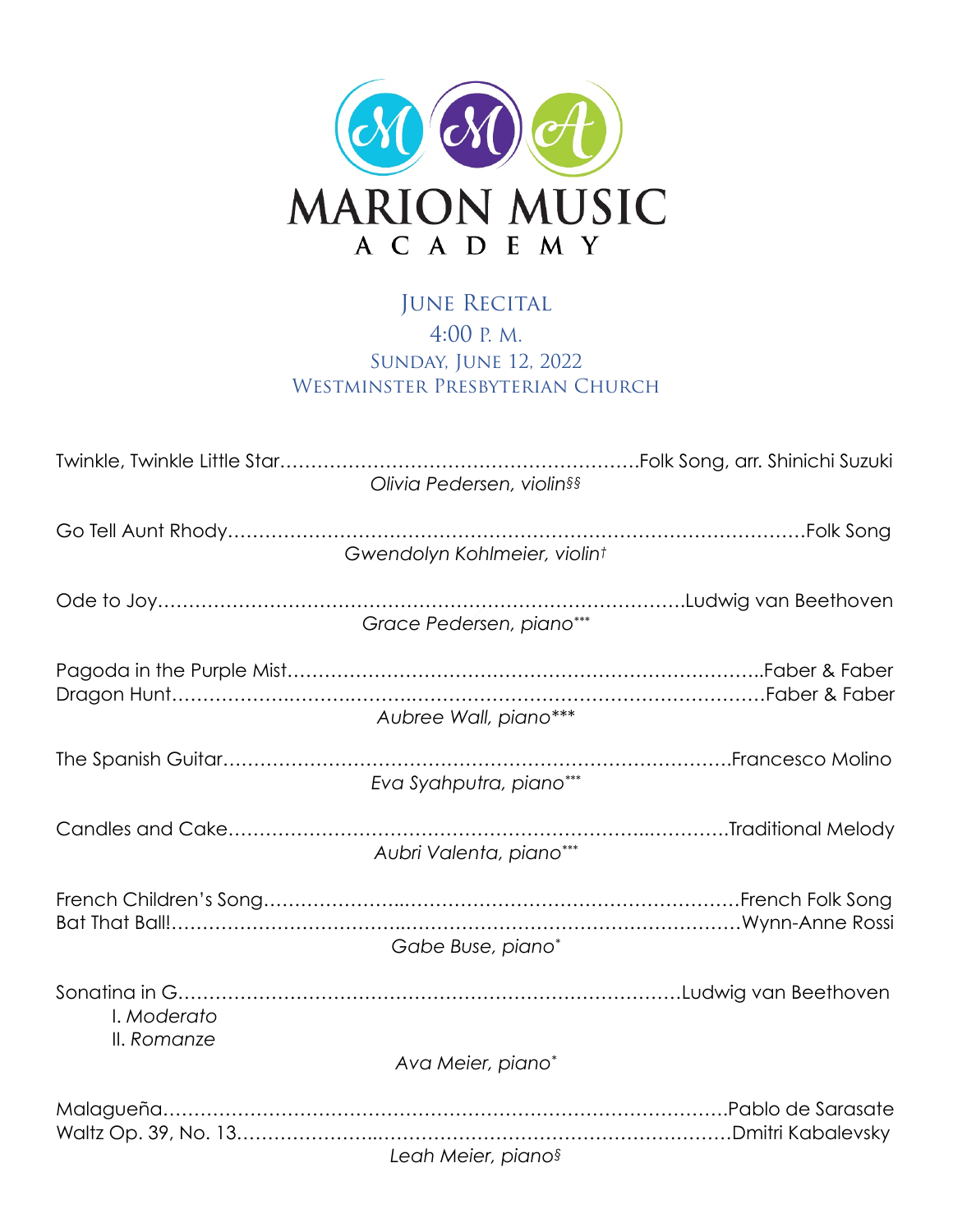# MARION MUSIC ACADEMY

## June Recital

4:00 p. m.
Sunday, June 12, 2022
Westminster Presbyterian Church

Twinkle, Twinkle Little Star……………………………………………………Folk Song, arr. Shinichi Suzuki
*Olivia Pedersen, violin§§*

Go Tell Aunt Rhody……………………………………………………………………………………Folk Song
*Gwendolyn Kohlmeier, violin†*

Ode to Joy…………………………………………………………………………Ludwig van Beethoven
*Grace Pedersen, piano****

Pagoda in the Purple Mist…………………………………………………………………..Faber & Faber
Dragon Hunt……………………………………………………………………………………Faber & Faber
*Aubree Wall, piano****

The Spanish Guitar………………………………………………………………………Francesco Molino
*Eva Syahputra, piano****

Candles and Cake…………………………………………………………………………Traditional Melody
*Aubri Valenta, piano****

French Children's Song………………………………………………………………French Folk Song
Bat That Ball!…………………………………………………………………………Wynn-Anne Rossi
*Gabe Buse, piano**

Sonatina in G…………………………………………………………………………Ludwig van Beethoven
- I. *Moderato*
- II. *Romanze*

*Ava Meier, piano**

Malagueña…………………………………………………………………………………Pablo de Sarasate
Waltz Op. 39, No. 13…………………………………………………………………Dmitri Kabalevsky
*Leah Meier, piano§*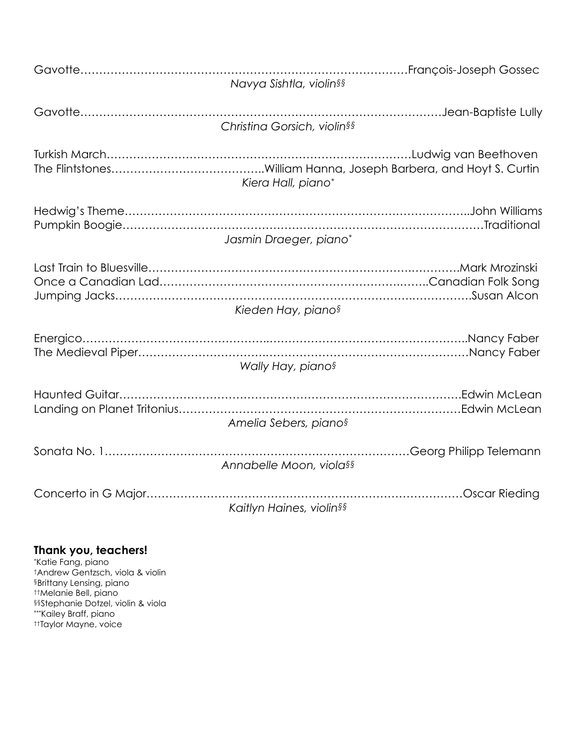Gavotte……………………………………………………………………………François-Joseph Gossec

*Navya Sishtla, violin§§*

Gavotte…………………………………………………………………………………Jean-Baptiste Lully

*Christina Gorsich, violin§§*

Turkish March………………………………………………………………………Ludwig van Beethoven
The Flintstones…………………………………..William Hanna, Joseph Barbera, and Hoyt S. Curtin

*Kiera Hall, piano\**

Hedwig's Theme……………………………………………………………………………..John Williams
Pumpkin Boogie……………………………………………………………………………………Traditional

*Jasmin Draeger, piano\**

Last Train to Bluesville…………………………………………………………………….Mark Mrozinski
Once a Canadian Lad……………………………………………………………..Canadian Folk Song
Jumping Jacks…………………………………………………………………………………Susan Alcon

*Kieden Hay, piano§*

Energico……………………………………………………………………………………..Nancy Faber
The Medieval Piper……………………………………………………………………………Nancy Faber

*Wally Hay, piano§*

Haunted Guitar…………………………………………………………………………………Edwin McLean
Landing on Planet Tritonius…………………………………………………………………Edwin McLean

*Amelia Sebers, piano§*

Sonata No. 1……………………………………………………………………Georg Philipp Telemann

*Annabelle Moon, viola§§*

Concerto in G Major…………………………………………………………………………Oscar Rieding

*Kaitlyn Haines, violin§§*

**Thank you, teachers!**

\*Katie Fang, piano
†Andrew Gentzsch, viola & violin
§Brittany Lensing, piano
††Melanie Bell, piano
§§Stephanie Dotzel, violin & viola
\*\*\*Kailey Braff, piano
††Taylor Mayne, voice